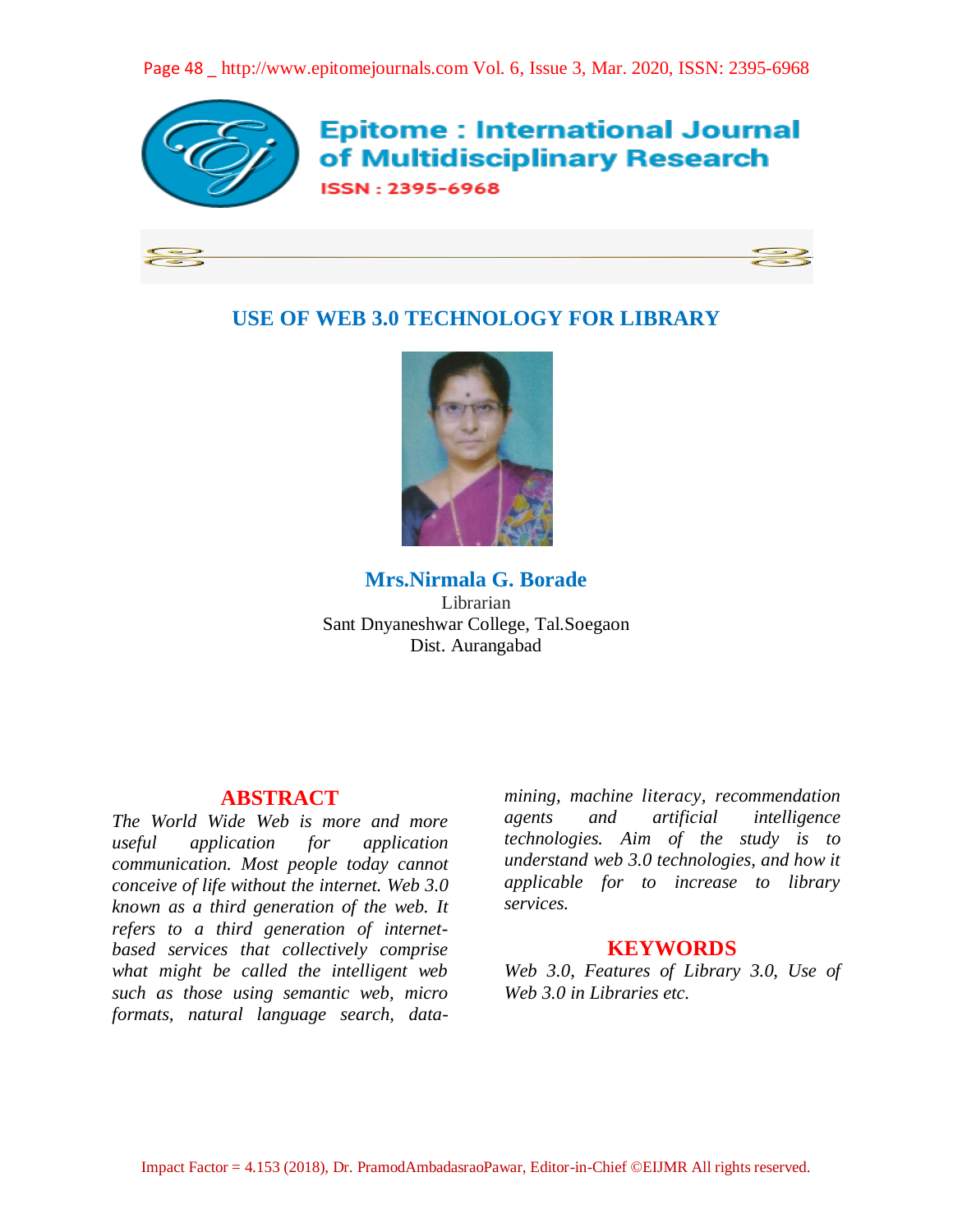# USE OF WEB 3.0 TECHNOLOGY FOR LIBRARY

**Mrs.Nirmala G. Borade**

Librarian
Sant Dnyaneshwar College, Tal.Soegaon
Dist. Aurangabad

## ABSTRACT

*The World Wide Web is more and more useful application for application communication. Most people today cannot conceive of life without the internet. Web 3.0 known as a third generation of the web. It refers to a third generation of internet-based services that collectively comprise what might be called the intelligent web such as those using semantic web, micro formats, natural language search, data-mining, machine literacy, recommendation agents and artificial intelligence technologies. Aim of the study is to understand web 3.0 technologies, and how it applicable for to increase to library services.*

## KEYWORDS

*Web 3.0, Features of Library 3.0, Use of Web 3.0 in Libraries etc.*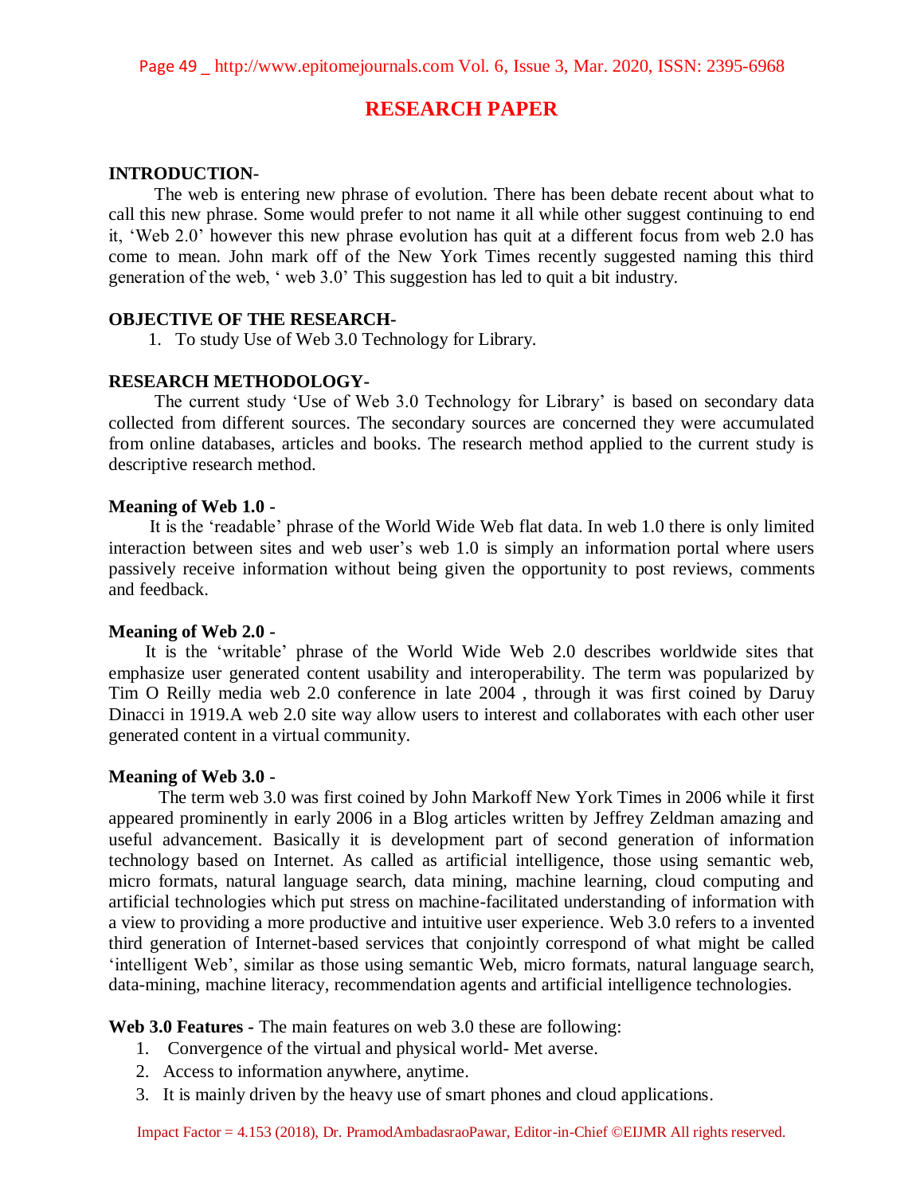## RESEARCH PAPER

**INTRODUCTION-**

The web is entering new phrase of evolution. There has been debate recent about what to call this new phrase. Some would prefer to not name it all while other suggest continuing to end it, 'Web 2.0' however this new phrase evolution has quit at a different focus from web 2.0 has come to mean. John mark off of the New York Times recently suggested naming this third generation of the web, ' web 3.0' This suggestion has led to quit a bit industry.

**OBJECTIVE OF THE RESEARCH-**

1. To study Use of Web 3.0 Technology for Library.

**RESEARCH METHODOLOGY-**

The current study 'Use of Web 3.0 Technology for Library' is based on secondary data collected from different sources. The secondary sources are concerned they were accumulated from online databases, articles and books. The research method applied to the current study is descriptive research method.

**Meaning of Web 1.0 -**

It is the 'readable' phrase of the World Wide Web flat data. In web 1.0 there is only limited interaction between sites and web user's web 1.0 is simply an information portal where users passively receive information without being given the opportunity to post reviews, comments and feedback.

**Meaning of Web 2.0 -**

It is the 'writable' phrase of the World Wide Web 2.0 describes worldwide sites that emphasize user generated content usability and interoperability. The term was popularized by Tim O Reilly media web 2.0 conference in late 2004 , through it was first coined by Daruy Dinacci in 1919.A web 2.0 site way allow users to interest and collaborates with each other user generated content in a virtual community.

**Meaning of Web 3.0 -**

The term web 3.0 was first coined by John Markoff New York Times in 2006 while it first appeared prominently in early 2006 in a Blog articles written by Jeffrey Zeldman amazing and useful advancement. Basically it is development part of second generation of information technology based on Internet. As called as artificial intelligence, those using semantic web, micro formats, natural language search, data mining, machine learning, cloud computing and artificial technologies which put stress on machine-facilitated understanding of information with a view to providing a more productive and intuitive user experience. Web 3.0 refers to a invented third generation of Internet-based services that conjointly correspond of what might be called 'intelligent Web', similar as those using semantic Web, micro formats, natural language search, data-mining, machine literacy, recommendation agents and artificial intelligence technologies.

**Web 3.0 Features -** The main features on web 3.0 these are following:

1. Convergence of the virtual and physical world- Met averse.
2. Access to information anywhere, anytime.
3. It is mainly driven by the heavy use of smart phones and cloud applications.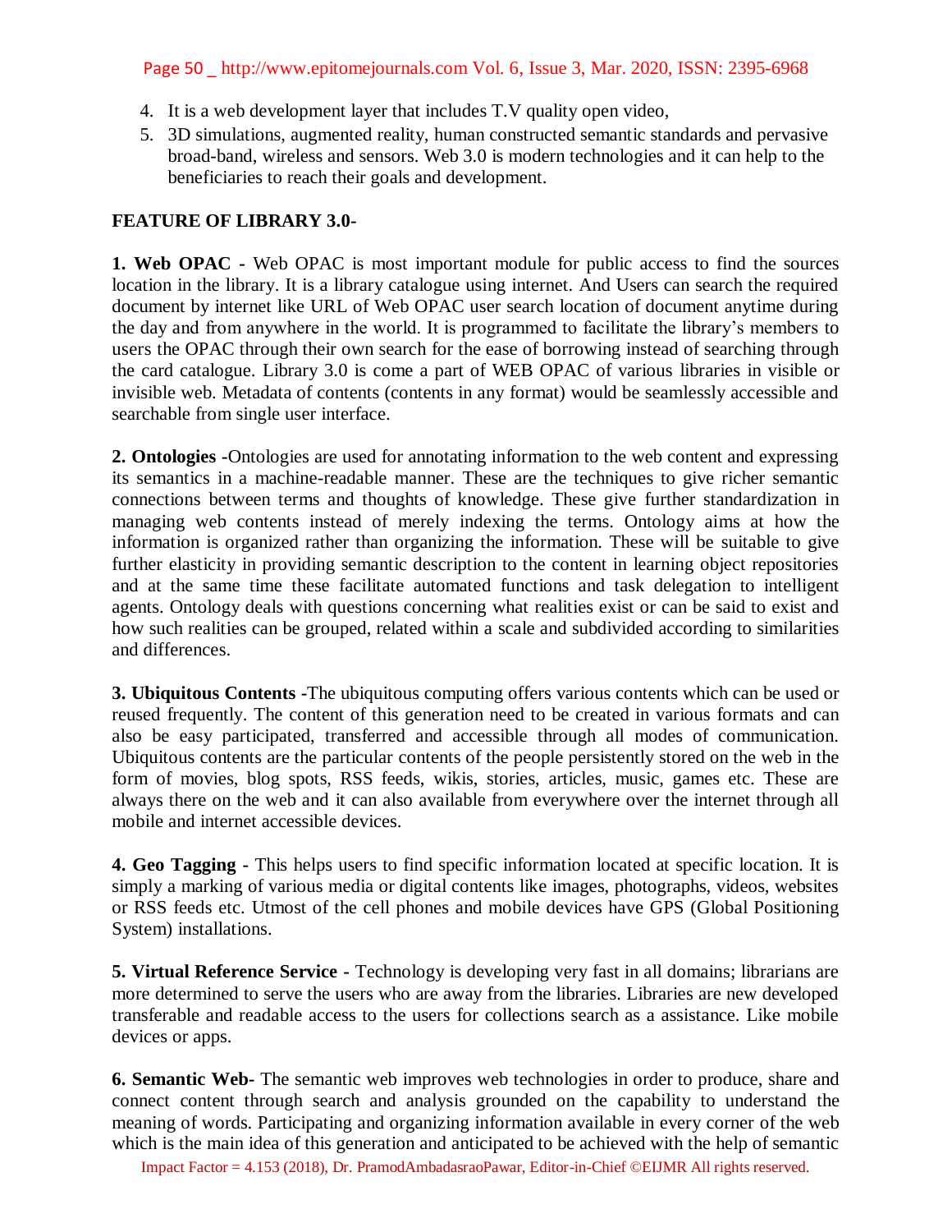4. It is a web development layer that includes T.V quality open video,
5. 3D simulations, augmented reality, human constructed semantic standards and pervasive broad-band, wireless and sensors. Web 3.0 is modern technologies and it can help to the beneficiaries to reach their goals and development.

**FEATURE OF LIBRARY 3.0-**

**1. Web OPAC -** Web OPAC is most important module for public access to find the sources location in the library. It is a library catalogue using internet. And Users can search the required document by internet like URL of Web OPAC user search location of document anytime during the day and from anywhere in the world. It is programmed to facilitate the library's members to users the OPAC through their own search for the ease of borrowing instead of searching through the card catalogue. Library 3.0 is come a part of WEB OPAC of various libraries in visible or invisible web. Metadata of contents (contents in any format) would be seamlessly accessible and searchable from single user interface.

**2. Ontologies -**Ontologies are used for annotating information to the web content and expressing its semantics in a machine-readable manner. These are the techniques to give richer semantic connections between terms and thoughts of knowledge. These give further standardization in managing web contents instead of merely indexing the terms. Ontology aims at how the information is organized rather than organizing the information. These will be suitable to give further elasticity in providing semantic description to the content in learning object repositories and at the same time these facilitate automated functions and task delegation to intelligent agents. Ontology deals with questions concerning what realities exist or can be said to exist and how such realities can be grouped, related within a scale and subdivided according to similarities and differences.

**3. Ubiquitous Contents -**The ubiquitous computing offers various contents which can be used or reused frequently. The content of this generation need to be created in various formats and can also be easy participated, transferred and accessible through all modes of communication. Ubiquitous contents are the particular contents of the people persistently stored on the web in the form of movies, blog spots, RSS feeds, wikis, stories, articles, music, games etc. These are always there on the web and it can also available from everywhere over the internet through all mobile and internet accessible devices.

**4. Geo Tagging -** This helps users to find specific information located at specific location. It is simply a marking of various media or digital contents like images, photographs, videos, websites or RSS feeds etc. Utmost of the cell phones and mobile devices have GPS (Global Positioning System) installations.

**5. Virtual Reference Service -** Technology is developing very fast in all domains; librarians are more determined to serve the users who are away from the libraries. Libraries are new developed transferable and readable access to the users for collections search as a assistance. Like mobile devices or apps.

**6. Semantic Web-** The semantic web improves web technologies in order to produce, share and connect content through search and analysis grounded on the capability to understand the meaning of words. Participating and organizing information available in every corner of the web which is the main idea of this generation and anticipated to be achieved with the help of semantic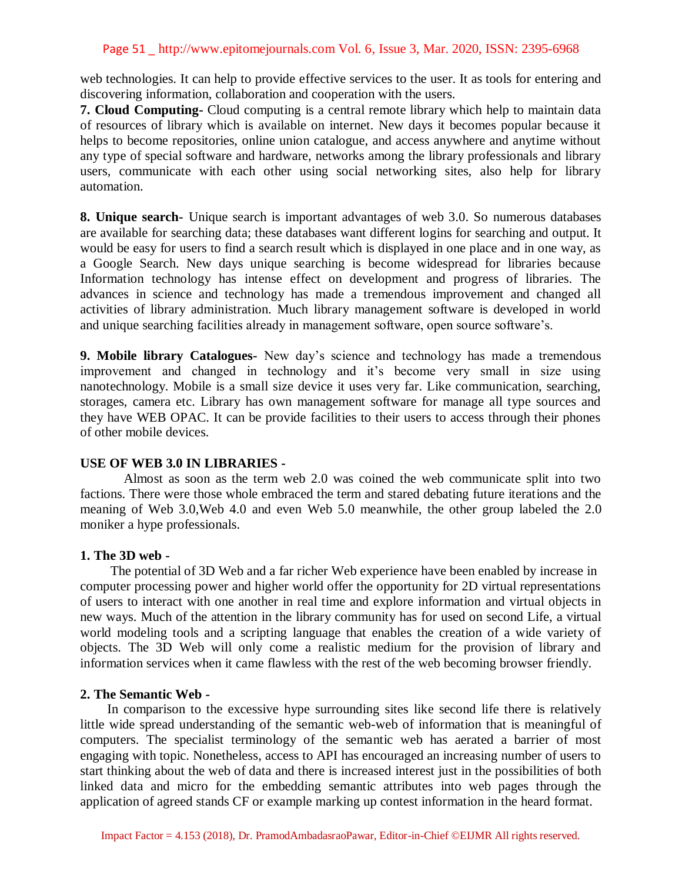web technologies. It can help to provide effective services to the user. It as tools for entering and discovering information, collaboration and cooperation with the users.

**7. Cloud Computing-** Cloud computing is a central remote library which help to maintain data of resources of library which is available on internet. New days it becomes popular because it helps to become repositories, online union catalogue, and access anywhere and anytime without any type of special software and hardware, networks among the library professionals and library users, communicate with each other using social networking sites, also help for library automation.

**8. Unique search-** Unique search is important advantages of web 3.0. So numerous databases are available for searching data; these databases want different logins for searching and output. It would be easy for users to find a search result which is displayed in one place and in one way, as a Google Search. New days unique searching is become widespread for libraries because Information technology has intense effect on development and progress of libraries. The advances in science and technology has made a tremendous improvement and changed all activities of library administration. Much library management software is developed in world and unique searching facilities already in management software, open source software's.

**9. Mobile library Catalogues-** New day's science and technology has made a tremendous improvement and changed in technology and it's become very small in size using nanotechnology. Mobile is a small size device it uses very far. Like communication, searching, storages, camera etc. Library has own management software for manage all type sources and they have WEB OPAC. It can be provide facilities to their users to access through their phones of other mobile devices.

## USE OF WEB 3.0 IN LIBRARIES -

Almost as soon as the term web 2.0 was coined the web communicate split into two factions. There were those whole embraced the term and stared debating future iterations and the meaning of Web 3.0,Web 4.0 and even Web 5.0 meanwhile, the other group labeled the 2.0 moniker a hype professionals.

### 1. The 3D web -

The potential of 3D Web and a far richer Web experience have been enabled by increase in computer processing power and higher world offer the opportunity for 2D virtual representations of users to interact with one another in real time and explore information and virtual objects in new ways. Much of the attention in the library community has for used on second Life, a virtual world modeling tools and a scripting language that enables the creation of a wide variety of objects. The 3D Web will only come a realistic medium for the provision of library and information services when it came flawless with the rest of the web becoming browser friendly.

### 2. The Semantic Web -

In comparison to the excessive hype surrounding sites like second life there is relatively little wide spread understanding of the semantic web-web of information that is meaningful of computers. The specialist terminology of the semantic web has aerated a barrier of most engaging with topic. Nonetheless, access to API has encouraged an increasing number of users to start thinking about the web of data and there is increased interest just in the possibilities of both linked data and micro for the embedding semantic attributes into web pages through the application of agreed stands CF or example marking up contest information in the heard format.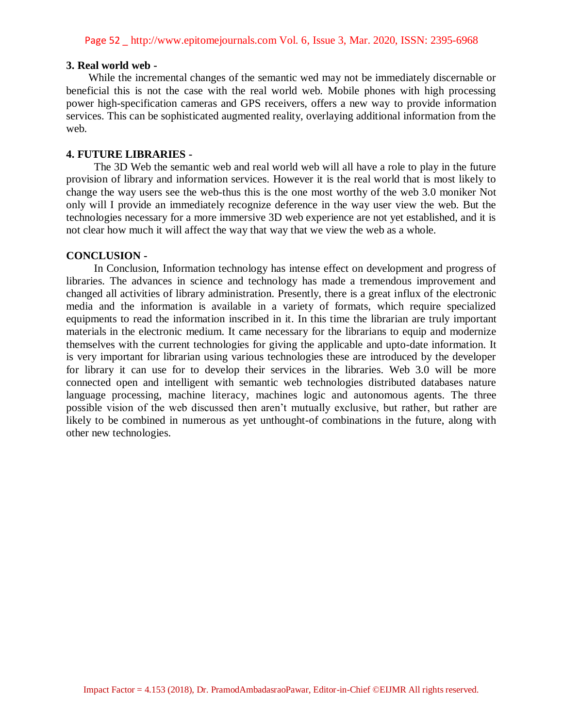### 3. Real world web -

While the incremental changes of the semantic wed may not be immediately discernable or beneficial this is not the case with the real world web. Mobile phones with high processing power high-specification cameras and GPS receivers, offers a new way to provide information services. This can be sophisticated augmented reality, overlaying additional information from the web.

### 4. FUTURE LIBRARIES -

The 3D Web the semantic web and real world web will all have a role to play in the future provision of library and information services. However it is the real world that is most likely to change the way users see the web-thus this is the one most worthy of the web 3.0 moniker Not only will I provide an immediately recognize deference in the way user view the web. But the technologies necessary for a more immersive 3D web experience are not yet established, and it is not clear how much it will affect the way that way that we view the web as a whole.

### CONCLUSION -

In Conclusion, Information technology has intense effect on development and progress of libraries. The advances in science and technology has made a tremendous improvement and changed all activities of library administration. Presently, there is a great influx of the electronic media and the information is available in a variety of formats, which require specialized equipments to read the information inscribed in it. In this time the librarian are truly important materials in the electronic medium. It came necessary for the librarians to equip and modernize themselves with the current technologies for giving the applicable and upto-date information. It is very important for librarian using various technologies these are introduced by the developer for library it can use for to develop their services in the libraries. Web 3.0 will be more connected open and intelligent with semantic web technologies distributed databases nature language processing, machine literacy, machines logic and autonomous agents. The three possible vision of the web discussed then aren't mutually exclusive, but rather, but rather are likely to be combined in numerous as yet unthought-of combinations in the future, along with other new technologies.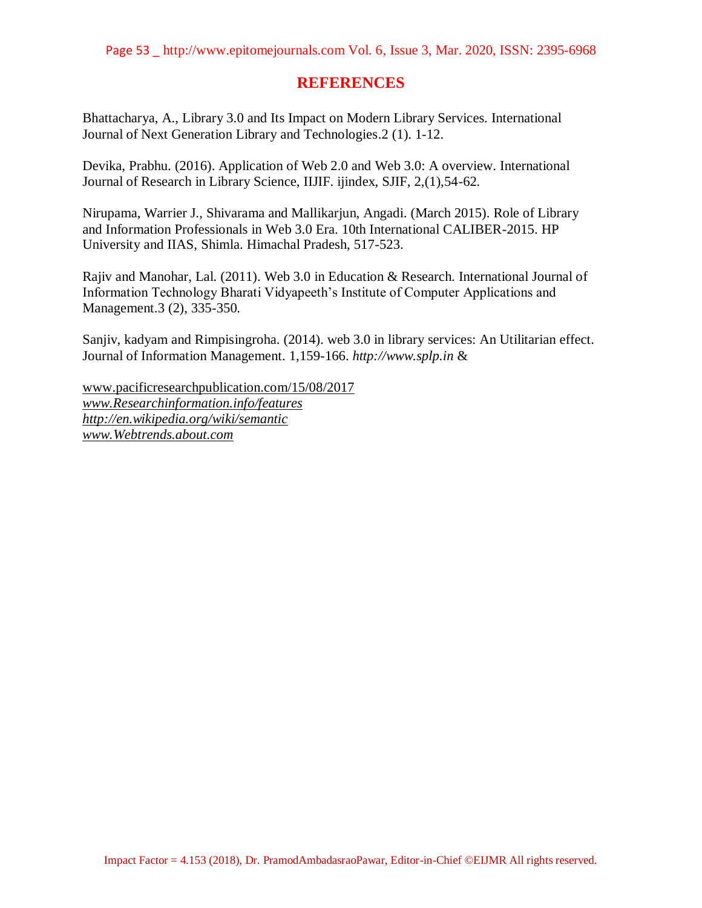# REFERENCES

Bhattacharya, A., Library 3.0 and Its Impact on Modern Library Services. International Journal of Next Generation Library and Technologies.2 (1). 1-12.

Devika, Prabhu. (2016). Application of Web 2.0 and Web 3.0: A overview. International Journal of Research in Library Science, IIJIF. ijindex, SJIF, 2,(1),54-62.

Nirupama, Warrier J., Shivarama and Mallikarjun, Angadi. (March 2015). Role of Library and Information Professionals in Web 3.0 Era. 10th International CALIBER-2015. HP University and IIAS, Shimla. Himachal Pradesh, 517-523.

Rajiv and Manohar, Lal. (2011). Web 3.0 in Education & Research. International Journal of Information Technology Bharati Vidyapeeth's Institute of Computer Applications and Management.3 (2), 335-350.

Sanjiv, kadyam and Rimpisingroha. (2014). web 3.0 in library services: An Utilitarian effect. Journal of Information Management. 1,159-166. *http://www.splp.in* &

www.pacificresearchpublication.com/15/08/2017
*www.Researchinformation.info/features*
*http://en.wikipedia.org/wiki/semantic*
*www.Webtrends.about.com*